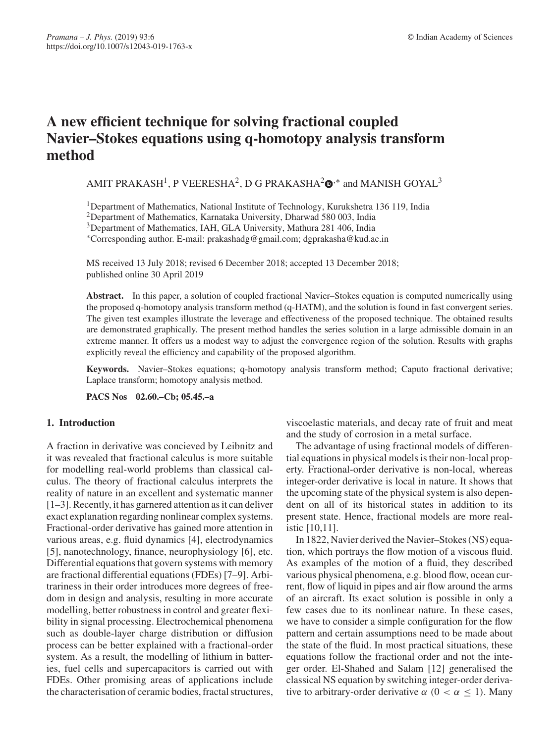# A new efficient technique for solving fractional coupled Navier–Stokes equations using q-homotopy analysis transform method

AMIT PRAKASH[1], P VEERESHA[2], D G PRAKASHA[2,*] and MANISH GOYAL[3]

[1]Department of Mathematics, National Institute of Technology, Kurukshetra 136 119, India
[2]Department of Mathematics, Karnataka University, Dharwad 580 003, India
[3]Department of Mathematics, IAH, GLA University, Mathura 281 406, India
[*]Corresponding author. E-mail: prakashadg@gmail.com; dgprakasha@kud.ac.in

MS received 13 July 2018; revised 6 December 2018; accepted 13 December 2018; published online 30 April 2019

**Abstract.** In this paper, a solution of coupled fractional Navier–Stokes equation is computed numerically using the proposed q-homotopy analysis transform method (q-HATM), and the solution is found in fast convergent series. The given test examples illustrate the leverage and effectiveness of the proposed technique. The obtained results are demonstrated graphically. The present method handles the series solution in a large admissible domain in an extreme manner. It offers us a modest way to adjust the convergence region of the solution. Results with graphs explicitly reveal the efficiency and capability of the proposed algorithm.

**Keywords.** Navier–Stokes equations; q-homotopy analysis transform method; Caputo fractional derivative; Laplace transform; homotopy analysis method.

**PACS Nos** 02.60.–Cb; 05.45.–a

## 1. Introduction

A fraction in derivative was concieved by Leibnitz and it was revealed that fractional calculus is more suitable for modelling real-world problems than classical calculus. The theory of fractional calculus interprets the reality of nature in an excellent and systematic manner [1–3]. Recently, it has garnered attention as it can deliver exact explanation regarding nonlinear complex systems. Fractional-order derivative has gained more attention in various areas, e.g. fluid dynamics [4], electrodynamics [5], nanotechnology, finance, neurophysiology [6], etc. Differential equations that govern systems with memory are fractional differential equations (FDEs) [7–9]. Arbitrariness in their order introduces more degrees of freedom in design and analysis, resulting in more accurate modelling, better robustness in control and greater flexibility in signal processing. Electrochemical phenomena such as double-layer charge distribution or diffusion process can be better explained with a fractional-order system. As a result, the modelling of lithium in batteries, fuel cells and supercapacitors is carried out with FDEs. Other promising areas of applications include the characterisation of ceramic bodies, fractal structures, viscoelastic materials, and decay rate of fruit and meat and the study of corrosion in a metal surface.

The advantage of using fractional models of differential equations in physical models is their non-local property. Fractional-order derivative is non-local, whereas integer-order derivative is local in nature. It shows that the upcoming state of the physical system is also dependent on all of its historical states in addition to its present state. Hence, fractional models are more realistic [10,11].

In 1822, Navier derived the Navier–Stokes (NS) equation, which portrays the flow motion of a viscous fluid. As examples of the motion of a fluid, they described various physical phenomena, e.g. blood flow, ocean current, flow of liquid in pipes and air flow around the arms of an aircraft. Its exact solution is possible in only a few cases due to its nonlinear nature. In these cases, we have to consider a simple configuration for the flow pattern and certain assumptions need to be made about the state of the fluid. In most practical situations, these equations follow the fractional order and not the integer order. El-Shahed and Salam [12] generalised the classical NS equation by switching integer-order derivative to arbitrary-order derivative $\alpha$ $(0 < \alpha \leq 1)$. Many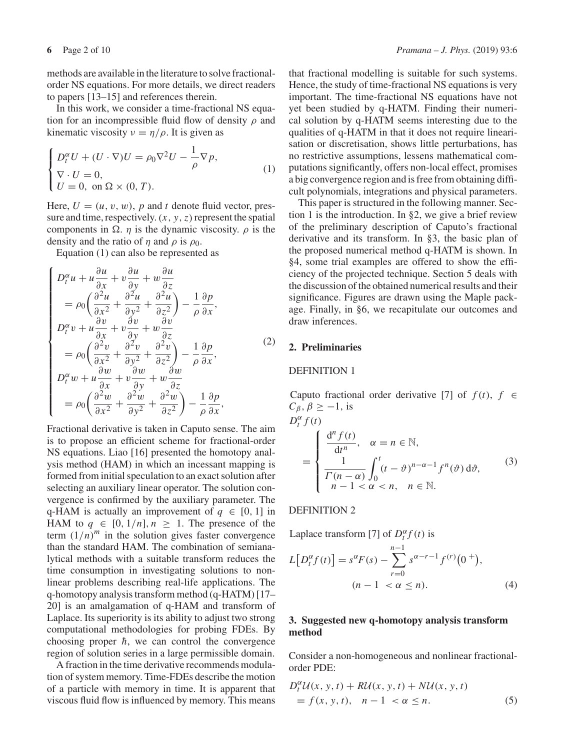methods are available in the literature to solve fractional-order NS equations. For more details, we direct readers to papers [13–15] and references therein.

In this work, we consider a time-fractional NS equation for an incompressible fluid flow of density $\rho$ and kinematic viscosity $\nu = \eta/\rho$. It is given as

$$\begin{cases} D_t^{\alpha} U + (U \cdot \nabla) U = \rho_0 \nabla^2 U - \dfrac{1}{\rho} \nabla p, \\ \nabla \cdot U = 0, \\ U = 0, \ \text{on } \Omega \times (0, T). \end{cases} \tag{1}$$

Here, $U = (u, v, w)$, $p$ and $t$ denote fluid vector, pressure and time, respectively. $(x, y, z)$ represent the spatial components in $\Omega$. $\eta$ is the dynamic viscosity. $\rho$ is the density and the ratio of $\eta$ and $\rho$ is $\rho_0$.

Equation (1) can also be represented as

$$\begin{cases} D_t^{\alpha} u + u \dfrac{\partial u}{\partial x} + v \dfrac{\partial u}{\partial y} + w \dfrac{\partial u}{\partial z} \\ \quad = \rho_0 \left( \dfrac{\partial^2 u}{\partial x^2} + \dfrac{\partial^2 u}{\partial y^2} + \dfrac{\partial^2 u}{\partial z^2} \right) - \dfrac{1}{\rho} \dfrac{\partial p}{\partial x}, \\ D_t^{\alpha} v + u \dfrac{\partial v}{\partial x} + v \dfrac{\partial v}{\partial y} + w \dfrac{\partial v}{\partial z} \\ \quad = \rho_0 \left( \dfrac{\partial^2 v}{\partial x^2} + \dfrac{\partial^2 v}{\partial y^2} + \dfrac{\partial^2 v}{\partial z^2} \right) - \dfrac{1}{\rho} \dfrac{\partial p}{\partial x}, \\ D_t^{\alpha} w + u \dfrac{\partial w}{\partial x} + v \dfrac{\partial w}{\partial y} + w \dfrac{\partial w}{\partial z} \\ \quad = \rho_0 \left( \dfrac{\partial^2 w}{\partial x^2} + \dfrac{\partial^2 w}{\partial y^2} + \dfrac{\partial^2 w}{\partial z^2} \right) - \dfrac{1}{\rho} \dfrac{\partial p}{\partial x}, \end{cases} \tag{2}$$

Fractional derivative is taken in Caputo sense. The aim is to propose an efficient scheme for fractional-order NS equations. Liao [16] presented the homotopy analysis method (HAM) in which an incessant mapping is formed from initial speculation to an exact solution after selecting an auxiliary linear operator. The solution convergence is confirmed by the auxiliary parameter. The q-HAM is actually an improvement of $q \in [0, 1]$ in HAM to $q \in [0, 1/n], n \geq 1$. The presence of the term $(1/n)^m$ in the solution gives faster convergence than the standard HAM. The combination of semianalytical methods with a suitable transform reduces the time consumption in investigating solutions to nonlinear problems describing real-life applications. The q-homotopy analysis transform method (q-HATM) [17–20] is an amalgamation of q-HAM and transform of Laplace. Its superiority is its ability to adjust two strong computational methodologies for probing FDEs. By choosing proper $\hbar$, we can control the convergence region of solution series in a large permissible domain.

A fraction in the time derivative recommends modulation of system memory. Time-FDEs describe the motion of a particle with memory in time. It is apparent that viscous fluid flow is influenced by memory. This means that fractional modelling is suitable for such systems. Hence, the study of time-fractional NS equations is very important. The time-fractional NS equations have not yet been studied by q-HATM. Finding their numerical solution by q-HATM seems interesting due to the qualities of q-HATM in that it does not require linearisation or discretisation, shows little perturbations, has no restrictive assumptions, lessens mathematical computations significantly, offers non-local effect, promises a big convergence region and is free from obtaining difficult polynomials, integrations and physical parameters.

This paper is structured in the following manner. Section 1 is the introduction. In §2, we give a brief review of the preliminary description of Caputo's fractional derivative and its transform. In §3, the basic plan of the proposed numerical method q-HATM is shown. In §4, some trial examples are offered to show the efficiency of the projected technique. Section 5 deals with the discussion of the obtained numerical results and their significance. Figures are drawn using the Maple package. Finally, in §6, we recapitulate our outcomes and draw inferences.

## 2. Preliminaries

DEFINITION 1

Caputo fractional order derivative [7] of $f(t)$, $f \in C_{\beta}, \beta \geq -1$, is

$$D_t^{\alpha} f(t) = \begin{cases} \dfrac{\mathrm{d}^n f(t)}{\mathrm{d}t^n}, \quad \alpha = n \in \mathbb{N}, \\ \dfrac{1}{\Gamma(n-\alpha)} \displaystyle\int_0^t (t-\vartheta)^{n-\alpha-1} f^n(\vartheta) \, \mathrm{d}\vartheta, \\ n-1 < \alpha < n, \quad n \in \mathbb{N}. \end{cases} \tag{3}$$

DEFINITION 2

Laplace transform [7] of $D_t^{\alpha} f(t)$ is

$$L\left[D_t^{\alpha} f(t)\right] = s^{\alpha} F(s) - \sum_{r=0}^{n-1} s^{\alpha-r-1} f^{(r)}\left(0^{+}\right), \quad (n-1 < \alpha \leq n). \tag{4}$$

## 3. Suggested new q-homotopy analysis transform method

Consider a non-homogeneous and nonlinear fractional-order PDE:

$$D_t^{\alpha} \mathcal{U}(x, y, t) + R\mathcal{U}(x, y, t) + N\mathcal{U}(x, y, t) = f(x, y, t), \quad n-1 < \alpha \leq n. \tag{5}$$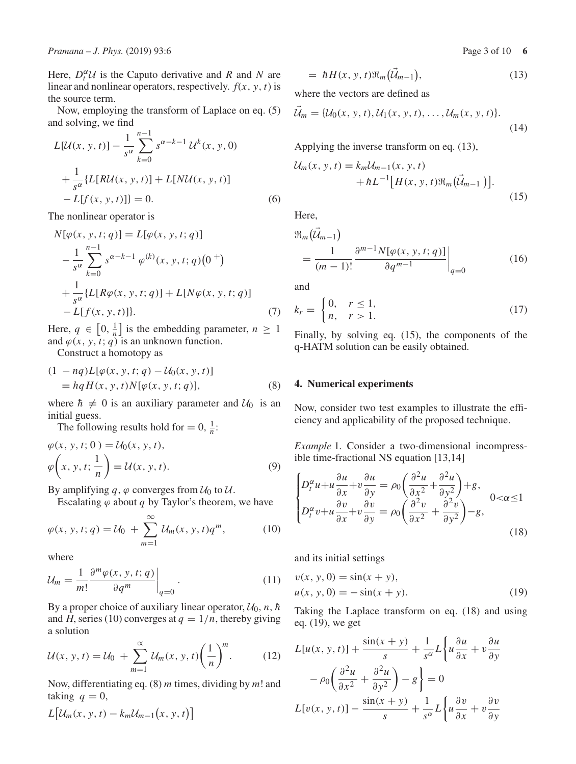Here, $D_t^\alpha \mathcal{U}$ is the Caputo derivative and $R$ and $N$ are linear and nonlinear operators, respectively. $f(x, y, t)$ is the source term.

Now, employing the transform of Laplace on eq. (5) and solving, we find

$$
\begin{aligned}
L[\mathcal{U}(x, y, t)] &- \frac{1}{s^\alpha} \sum_{k=0}^{n-1} s^{\alpha-k-1}\, \mathcal{U}^k(x, y, 0) \\
&+ \frac{1}{s^\alpha}\{L[R\mathcal{U}(x, y, t)] + L[N\mathcal{U}(x, y, t)] \\
&- L[f(x, y, t)]\} = 0. \qquad (6)
\end{aligned}
$$

The nonlinear operator is

$$
\begin{aligned}
N[\varphi(x, y, t; q)] &= L[\varphi(x, y, t; q)] \\
&- \frac{1}{s^\alpha} \sum_{k=0}^{n-1} s^{\alpha-k-1}\, \varphi^{(k)}(x, y, t; q)\left(0^{+}\right) \\
&+ \frac{1}{s^\alpha}\{L[R\varphi(x, y, t; q)] + L[N\varphi(x, y, t; q)] \\
&- L[f(x, y, t)]\}. \qquad (7)
\end{aligned}
$$

Here, $q \in \left[0, \frac{1}{n}\right]$ is the embedding parameter, $n \geq 1$ and $\varphi(x, y, t; q)$ is an unknown function.

Construct a homotopy as

$$
\begin{aligned}
(1 - nq)L[\varphi(x, y, t; q) - \mathcal{U}_0(x, y, t)] \\
= hqH(x, y, t)N[\varphi(x, y, t; q)], \qquad (8)
\end{aligned}
$$

where $\hbar \neq 0$ is an auxiliary parameter and $\mathcal{U}_0$ is an initial guess.

The following results hold for $= 0, \frac{1}{n}$:

$$
\begin{aligned}
&\varphi(x, y, t; 0) = \mathcal{U}_0(x, y, t), \\
&\varphi\left(x, y, t; \frac{1}{n}\right) = \mathcal{U}(x, y, t). \qquad (9)
\end{aligned}
$$

By amplifying $q$, $\varphi$ converges from $\mathcal{U}_0$ to $\mathcal{U}$.

Escalating $\varphi$ about $q$ by Taylor's theorem, we have

$$
\varphi(x, y, t; q) = \mathcal{U}_0 + \sum_{m=1}^{\infty} \mathcal{U}_m(x, y, t) q^m, \qquad (10)
$$

where

$$
\mathcal{U}_m = \frac{1}{m!} \frac{\partial^m \varphi(x, y, t; q)}{\partial q^m}\bigg|_{q=0}. \qquad (11)
$$

By a proper choice of auxiliary linear operator, $\mathcal{U}_0$, $n$, $\hbar$ and $H$, series (10) converges at $q = 1/n$, thereby giving a solution

$$
\mathcal{U}(x, y, t) = \mathcal{U}_0 + \sum_{m=1}^{\propto} \mathcal{U}_m(x, y, t) \left(\frac{1}{n}\right)^m. \qquad (12)
$$

Now, differentiating eq. (8) $m$ times, dividing by $m!$ and taking $q = 0$,

$$
\begin{aligned}
L\big[\mathcal{U}_m(x, y, t) - k_m \mathcal{U}_{m-1}(x, y, t)\big] \\
= \hbar H(x, y, t) \Re_m\big(\vec{\mathcal{U}}_{m-1}\big), \qquad (13)
\end{aligned}
$$

where the vectors are defined as

$$
\vec{\mathcal{U}}_m = \{\mathcal{U}_0(x, y, t), \mathcal{U}_1(x, y, t), \ldots, \mathcal{U}_m(x, y, t)\}. \qquad (14)
$$

Applying the inverse transform on eq. (13),

$$
\begin{aligned}
\mathcal{U}_m(x, y, t) = k_m \mathcal{U}_{m-1}(x, y, t) \\
+ \hbar L^{-1}\big[H(x, y, t) \Re_m\big(\vec{\mathcal{U}}_{m-1}\big)\big]. \qquad (15)
\end{aligned}
$$

Here,

$$
\Re_m\big(\vec{\mathcal{U}}_{m-1}\big) = \frac{1}{(m-1)!} \frac{\partial^{m-1} N[\varphi(x, y, t; q)]}{\partial q^{m-1}}\bigg|_{q=0} \qquad (16)
$$

and

$$
k_r = \begin{cases} 0, & r \leq 1, \\ n, & r > 1. \end{cases} \qquad (17)
$$

Finally, by solving eq. (15), the components of the q-HATM solution can be easily obtained.

## 4. Numerical experiments

Now, consider two test examples to illustrate the efficiency and applicability of the proposed technique.

*Example* 1. Consider a two-dimensional incompressible time-fractional NS equation [13,14]

$$
\begin{cases}
D_t^\alpha u + u\dfrac{\partial u}{\partial x} + v\dfrac{\partial u}{\partial y} = \rho_0\left(\dfrac{\partial^2 u}{\partial x^2} + \dfrac{\partial^2 u}{\partial y^2}\right) + g, \\
D_t^\alpha v + u\dfrac{\partial v}{\partial x} + v\dfrac{\partial v}{\partial y} = \rho_0\left(\dfrac{\partial^2 v}{\partial x^2} + \dfrac{\partial^2 v}{\partial y^2}\right) - g,
\end{cases} \quad 0 < \alpha \leq 1 \qquad (18)
$$

and its initial settings

$$
\begin{aligned}
&v(x, y, 0) = \sin(x + y), \\
&u(x, y, 0) = -\sin(x + y). \qquad (19)
\end{aligned}
$$

Taking the Laplace transform on eq. (18) and using eq. (19), we get

$$
\begin{aligned}
L[u(x, y, t)] &+ \frac{\sin(x + y)}{s} + \frac{1}{s^\alpha} L\left\{u\frac{\partial u}{\partial x} + v\frac{\partial u}{\partial y}\right. \\
&\left. - \rho_0\left(\frac{\partial^2 u}{\partial x^2} + \frac{\partial^2 u}{\partial y^2}\right) - g\right\} = 0 \\
L[v(x, y, t)] &- \frac{\sin(x + y)}{s} + \frac{1}{s^\alpha} L\left\{u\frac{\partial v}{\partial x} + v\frac{\partial v}{\partial y}\right.
\end{aligned}
$$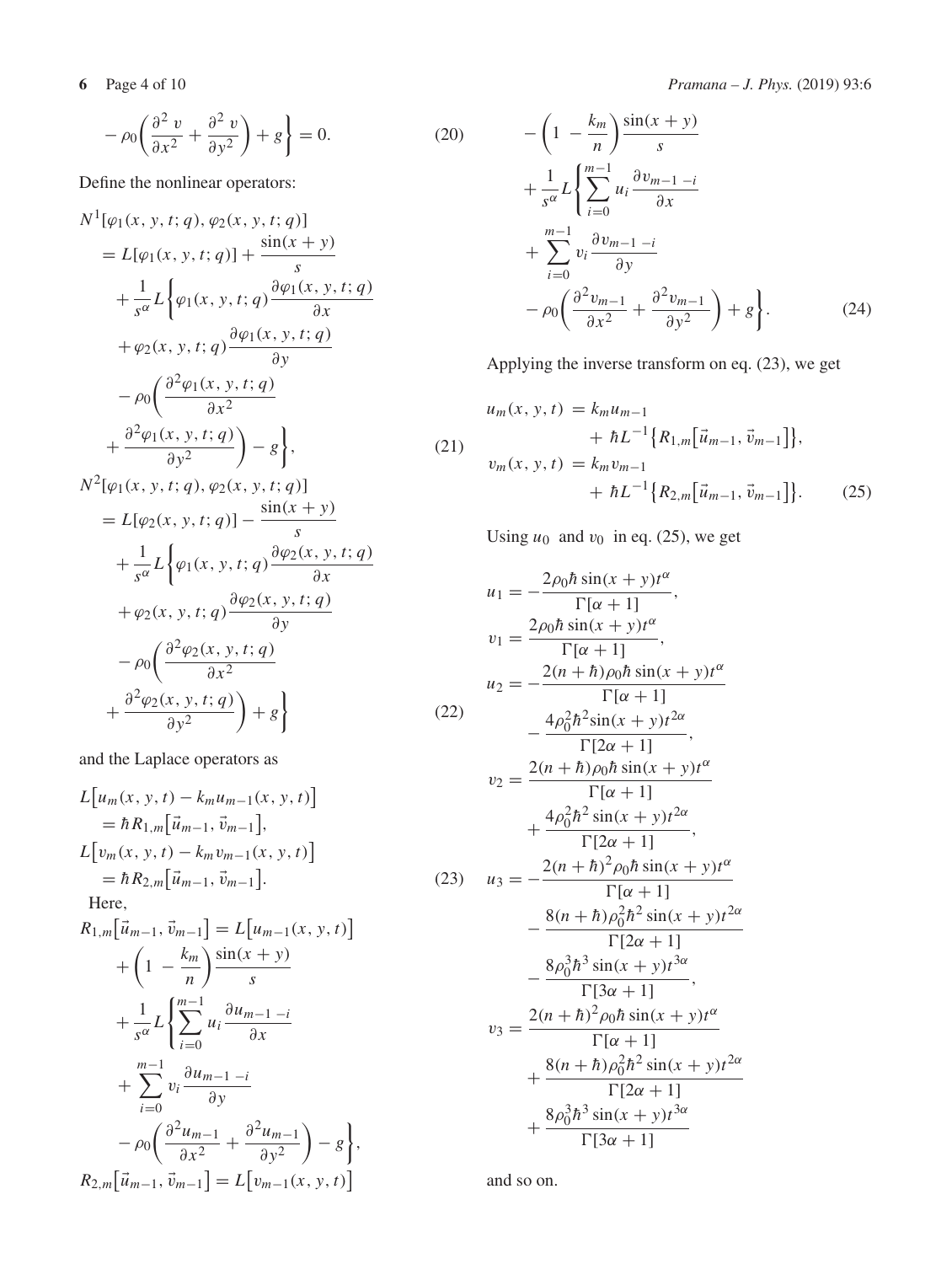$$-\rho_0\left(\frac{\partial^2 v}{\partial x^2}+\frac{\partial^2 v}{\partial y^2}\right)+g\Bigg\}=0. \tag{20}$$

Define the nonlinear operators:

$$\begin{aligned}
&N^1[\varphi_1(x,y,t;q),\varphi_2(x,y,t;q)]\\
&=L[\varphi_1(x,y,t;q)]+\frac{\sin(x+y)}{s}\\
&+\frac{1}{s^\alpha}L\Bigg\{\varphi_1(x,y,t;q)\frac{\partial\varphi_1(x,y,t;q)}{\partial x}\\
&+\varphi_2(x,y,t;q)\frac{\partial\varphi_1(x,y,t;q)}{\partial y}\\
&-\rho_0\left(\frac{\partial^2\varphi_1(x,y,t;q)}{\partial x^2}\right.\\
&\left.+\frac{\partial^2\varphi_1(x,y,t;q)}{\partial y^2}\right)-g\Bigg\},\\
&N^2[\varphi_1(x,y,t;q),\varphi_2(x,y,t;q)]\\
&=L[\varphi_2(x,y,t;q)]-\frac{\sin(x+y)}{s}\\
&+\frac{1}{s^\alpha}L\Bigg\{\varphi_1(x,y,t;q)\frac{\partial\varphi_2(x,y,t;q)}{\partial x}\\
&+\varphi_2(x,y,t;q)\frac{\partial\varphi_2(x,y,t;q)}{\partial y}\\
&-\rho_0\left(\frac{\partial^2\varphi_2(x,y,t;q)}{\partial x^2}\right.\\
&\left.+\frac{\partial^2\varphi_2(x,y,t;q)}{\partial y^2}\right)+g\Bigg\}
\end{aligned} \tag{21, 22}$$

and the Laplace operators as

$$\begin{aligned}
&L\big[u_m(x,y,t)-k_m u_{m-1}(x,y,t)\big]\\
&=\hbar R_{1,m}\big[\vec{u}_{m-1},\vec{v}_{m-1}\big],\\
&L\big[v_m(x,y,t)-k_m v_{m-1}(x,y,t)\big]\\
&=\hbar R_{2,m}\big[\vec{u}_{m-1},\vec{v}_{m-1}\big].
\end{aligned} \tag{23}$$

Here,

$$\begin{aligned}
&R_{1,m}\big[\vec{u}_{m-1},\vec{v}_{m-1}\big]=L\big[u_{m-1}(x,y,t)\big]\\
&+\left(1-\frac{k_m}{n}\right)\frac{\sin(x+y)}{s}\\
&+\frac{1}{s^\alpha}L\Bigg\{\sum_{i=0}^{m-1}u_i\frac{\partial u_{m-1-i}}{\partial x}\\
&+\sum_{i=0}^{m-1}v_i\frac{\partial u_{m-1-i}}{\partial y}\\
&-\rho_0\left(\frac{\partial^2 u_{m-1}}{\partial x^2}+\frac{\partial^2 u_{m-1}}{\partial y^2}\right)-g\Bigg\},\\
&R_{2,m}\big[\vec{u}_{m-1},\vec{v}_{m-1}\big]=L\big[v_{m-1}(x,y,t)\big]\\
&-\left(1-\frac{k_m}{n}\right)\frac{\sin(x+y)}{s}\\
&+\frac{1}{s^\alpha}L\Bigg\{\sum_{i=0}^{m-1}u_i\frac{\partial v_{m-1-i}}{\partial x}\\
&+\sum_{i=0}^{m-1}v_i\frac{\partial v_{m-1-i}}{\partial y}\\
&-\rho_0\left(\frac{\partial^2 v_{m-1}}{\partial x^2}+\frac{\partial^2 v_{m-1}}{\partial y^2}\right)+g\Bigg\}.
\end{aligned} \tag{24}$$

Applying the inverse transform on eq. (23), we get

$$\begin{aligned}
u_m(x,y,t)&=k_m u_{m-1}\\
&+\hbar L^{-1}\big\{R_{1,m}\big[\vec{u}_{m-1},\vec{v}_{m-1}\big]\big\},\\
v_m(x,y,t)&=k_m v_{m-1}\\
&+\hbar L^{-1}\big\{R_{2,m}\big[\vec{u}_{m-1},\vec{v}_{m-1}\big]\big\}.
\end{aligned} \tag{25}$$

Using $u_0$ and $v_0$ in eq. (25), we get

$$\begin{aligned}
u_1&=-\frac{2\rho_0\hbar\sin(x+y)t^\alpha}{\Gamma[\alpha+1]},\\
v_1&=\frac{2\rho_0\hbar\sin(x+y)t^\alpha}{\Gamma[\alpha+1]},\\
u_2&=-\frac{2(n+\hbar)\rho_0\hbar\sin(x+y)t^\alpha}{\Gamma[\alpha+1]}\\
&-\frac{4\rho_0^2\hbar^2\sin(x+y)t^{2\alpha}}{\Gamma[2\alpha+1]},\\
v_2&=\frac{2(n+\hbar)\rho_0\hbar\sin(x+y)t^\alpha}{\Gamma[\alpha+1]}\\
&+\frac{4\rho_0^2\hbar^2\sin(x+y)t^{2\alpha}}{\Gamma[2\alpha+1]},\\
u_3&=-\frac{2(n+\hbar)^2\rho_0\hbar\sin(x+y)t^\alpha}{\Gamma[\alpha+1]}\\
&-\frac{8(n+\hbar)\rho_0^2\hbar^2\sin(x+y)t^{2\alpha}}{\Gamma[2\alpha+1]}\\
&-\frac{8\rho_0^3\hbar^3\sin(x+y)t^{3\alpha}}{\Gamma[3\alpha+1]},\\
v_3&=\frac{2(n+\hbar)^2\rho_0\hbar\sin(x+y)t^\alpha}{\Gamma[\alpha+1]}\\
&+\frac{8(n+\hbar)\rho_0^2\hbar^2\sin(x+y)t^{2\alpha}}{\Gamma[2\alpha+1]}\\
&+\frac{8\rho_0^3\hbar^3\sin(x+y)t^{3\alpha}}{\Gamma[3\alpha+1]}
\end{aligned}$$

and so on.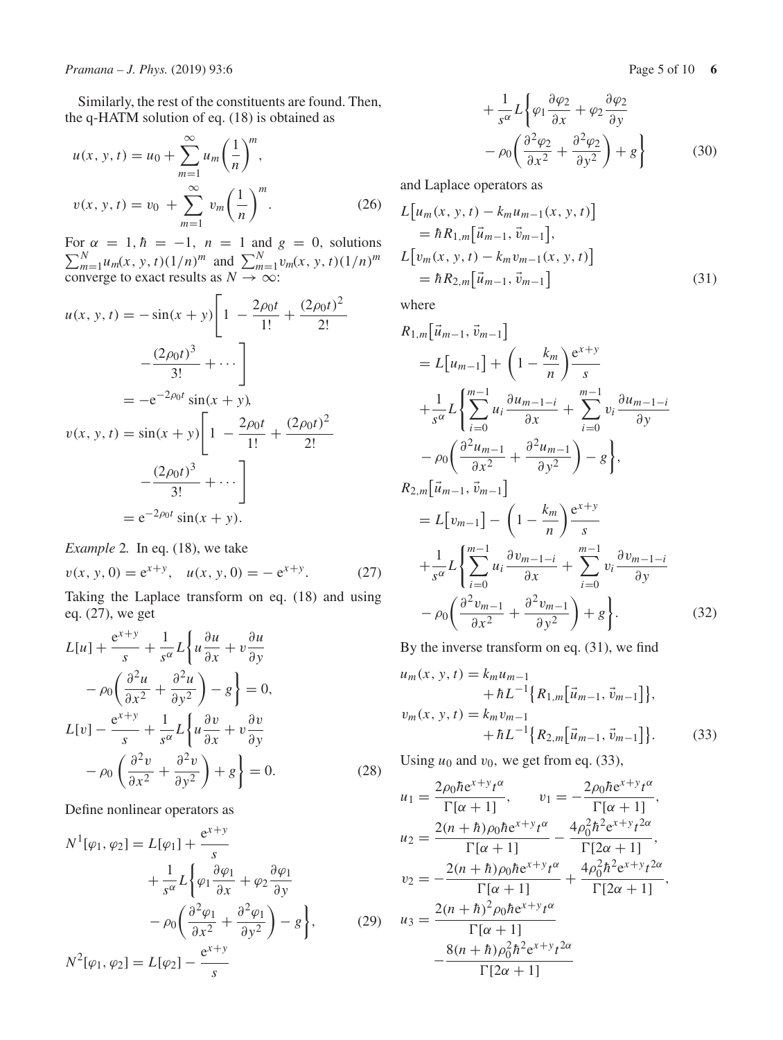Similarly, the rest of the constituents are found. Then, the q-HATM solution of eq. (18) is obtained as

$$u(x, y, t) = u_0 + \sum_{m=1}^{\infty} u_m \left(\frac{1}{n}\right)^m,$$
$$v(x, y, t) = v_0 + \sum_{m=1}^{\infty} v_m \left(\frac{1}{n}\right)^m. \tag{26}$$

For $\alpha = 1, \hbar = -1, n = 1$ and $g = 0$, solutions $\sum_{m=1}^{N} u_m(x, y, t)(1/n)^m$ and $\sum_{m=1}^{N} v_m(x, y, t)(1/n)^m$ converge to exact results as $N \to \infty$:

$$u(x, y, t) = -\sin(x+y)\left[1 - \frac{2\rho_0 t}{1!} + \frac{(2\rho_0 t)^2}{2!} - \frac{(2\rho_0 t)^3}{3!} + \cdots\right] = -\mathrm{e}^{-2\rho_0 t}\sin(x+y),$$
$$v(x, y, t) = \sin(x+y)\left[1 - \frac{2\rho_0 t}{1!} + \frac{(2\rho_0 t)^2}{2!} - \frac{(2\rho_0 t)^3}{3!} + \cdots\right] = \mathrm{e}^{-2\rho_0 t}\sin(x+y).$$

*Example* 2. In eq. (18), we take

$$v(x, y, 0) = \mathrm{e}^{x+y}, \quad u(x, y, 0) = -\,\mathrm{e}^{x+y}. \tag{27}$$

Taking the Laplace transform on eq. (18) and using eq. (27), we get

$$L[u] + \frac{\mathrm{e}^{x+y}}{s} + \frac{1}{s^\alpha} L\left\{u\frac{\partial u}{\partial x} + v\frac{\partial u}{\partial y} - \rho_0\left(\frac{\partial^2 u}{\partial x^2} + \frac{\partial^2 u}{\partial y^2}\right) - g\right\} = 0,$$
$$L[v] - \frac{\mathrm{e}^{x+y}}{s} + \frac{1}{s^\alpha} L\left\{u\frac{\partial v}{\partial x} + v\frac{\partial v}{\partial y} - \rho_0\left(\frac{\partial^2 v}{\partial x^2} + \frac{\partial^2 v}{\partial y^2}\right) + g\right\} = 0. \tag{28}$$

Define nonlinear operators as

$$N^1[\varphi_1, \varphi_2] = L[\varphi_1] + \frac{\mathrm{e}^{x+y}}{s} + \frac{1}{s^\alpha} L\left\{\varphi_1\frac{\partial \varphi_1}{\partial x} + \varphi_2\frac{\partial \varphi_1}{\partial y} - \rho_0\left(\frac{\partial^2 \varphi_1}{\partial x^2} + \frac{\partial^2 \varphi_1}{\partial y^2}\right) - g\right\}, \tag{29}$$
$$N^2[\varphi_1, \varphi_2] = L[\varphi_2] - \frac{\mathrm{e}^{x+y}}{s} + \frac{1}{s^\alpha} L\left\{\varphi_1\frac{\partial \varphi_2}{\partial x} + \varphi_2\frac{\partial \varphi_2}{\partial y} - \rho_0\left(\frac{\partial^2 \varphi_2}{\partial x^2} + \frac{\partial^2 \varphi_2}{\partial y^2}\right) + g\right\} \tag{30}$$

and Laplace operators as

$$L\left[u_m(x, y, t) - k_m u_{m-1}(x, y, t)\right] = \hbar R_{1,m}\left[\vec{u}_{m-1}, \vec{v}_{m-1}\right],$$
$$L\left[v_m(x, y, t) - k_m v_{m-1}(x, y, t)\right] = \hbar R_{2,m}\left[\vec{u}_{m-1}, \vec{v}_{m-1}\right] \tag{31}$$

where

$$R_{1,m}\left[\vec{u}_{m-1}, \vec{v}_{m-1}\right] = L\left[u_{m-1}\right] + \left(1 - \frac{k_m}{n}\right)\frac{\mathrm{e}^{x+y}}{s} + \frac{1}{s^\alpha} L\left\{\sum_{i=0}^{m-1} u_i \frac{\partial u_{m-1-i}}{\partial x} + \sum_{i=0}^{m-1} v_i \frac{\partial u_{m-1-i}}{\partial y} - \rho_0\left(\frac{\partial^2 u_{m-1}}{\partial x^2} + \frac{\partial^2 u_{m-1}}{\partial y^2}\right) - g\right\},$$
$$R_{2,m}\left[\vec{u}_{m-1}, \vec{v}_{m-1}\right] = L\left[v_{m-1}\right] - \left(1 - \frac{k_m}{n}\right)\frac{\mathrm{e}^{x+y}}{s} + \frac{1}{s^\alpha} L\left\{\sum_{i=0}^{m-1} u_i \frac{\partial v_{m-1-i}}{\partial x} + \sum_{i=0}^{m-1} v_i \frac{\partial v_{m-1-i}}{\partial y} - \rho_0\left(\frac{\partial^2 v_{m-1}}{\partial x^2} + \frac{\partial^2 v_{m-1}}{\partial y^2}\right) + g\right\}. \tag{32}$$

By the inverse transform on eq. (31), we find

$$u_m(x, y, t) = k_m u_{m-1} + \hbar L^{-1}\left\{R_{1,m}\left[\vec{u}_{m-1}, \vec{v}_{m-1}\right]\right\},$$
$$v_m(x, y, t) = k_m v_{m-1} + \hbar L^{-1}\left\{R_{2,m}\left[\vec{u}_{m-1}, \vec{v}_{m-1}\right]\right\}. \tag{33}$$

Using $u_0$ and $v_0$, we get from eq. (33),

$$u_1 = \frac{2\rho_0\hbar\mathrm{e}^{x+y}t^\alpha}{\Gamma[\alpha+1]}, \qquad v_1 = -\frac{2\rho_0\hbar\mathrm{e}^{x+y}t^\alpha}{\Gamma[\alpha+1]},$$
$$u_2 = \frac{2(n+\hbar)\rho_0\hbar\mathrm{e}^{x+y}t^\alpha}{\Gamma[\alpha+1]} - \frac{4\rho_0^2\hbar^2\mathrm{e}^{x+y}t^{2\alpha}}{\Gamma[2\alpha+1]},$$
$$v_2 = -\frac{2(n+\hbar)\rho_0\hbar\mathrm{e}^{x+y}t^\alpha}{\Gamma[\alpha+1]} + \frac{4\rho_0^2\hbar^2\mathrm{e}^{x+y}t^{2\alpha}}{\Gamma[2\alpha+1]},$$
$$u_3 = \frac{2(n+\hbar)^2\rho_0\hbar\mathrm{e}^{x+y}t^\alpha}{\Gamma[\alpha+1]} - \frac{8(n+\hbar)\rho_0^2\hbar^2\mathrm{e}^{x+y}t^{2\alpha}}{\Gamma[2\alpha+1]}$$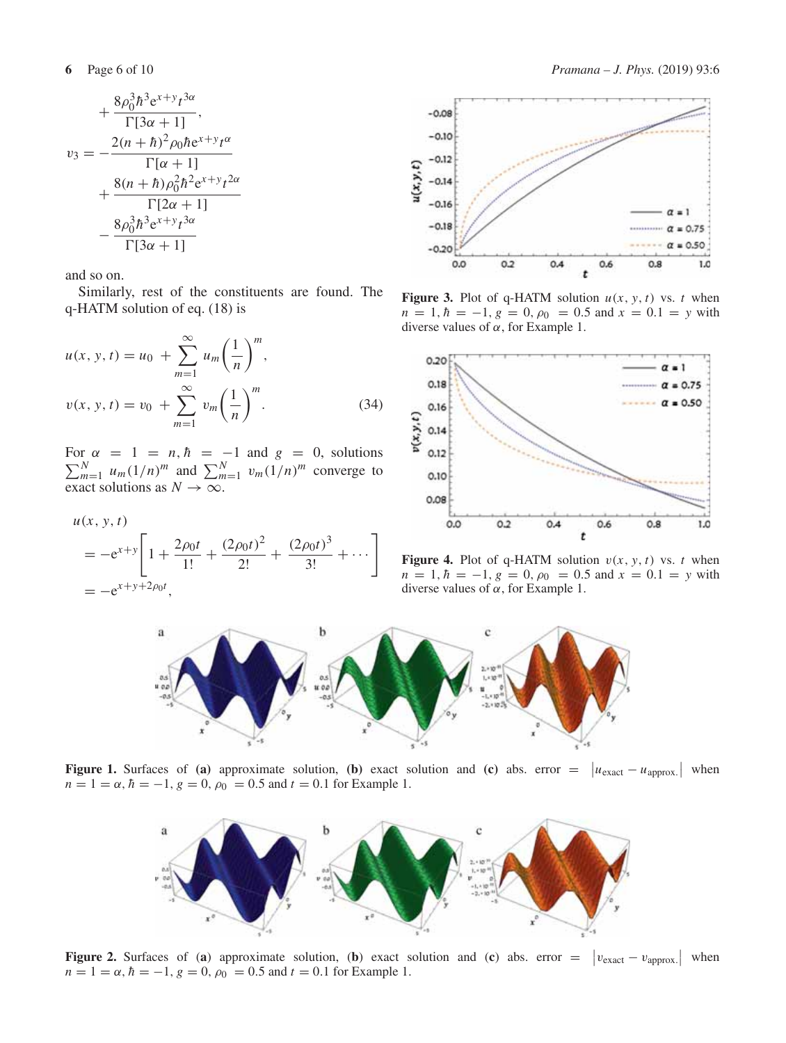$$+\frac{8\rho_0^3\hbar^3 e^{x+y}t^{3\alpha}}{\Gamma[3\alpha+1]},$$

$$v_3 = -\frac{2(n+\hbar)^2\rho_0\hbar e^{x+y}t^{\alpha}}{\Gamma[\alpha+1]} + \frac{8(n+\hbar)\rho_0^2\hbar^2 e^{x+y}t^{2\alpha}}{\Gamma[2\alpha+1]} - \frac{8\rho_0^3\hbar^3 e^{x+y}t^{3\alpha}}{\Gamma[3\alpha+1]}$$

and so on.

Similarly, rest of the constituents are found. The q-HATM solution of eq. (18) is

$$u(x, y, t) = u_0 + \sum_{m=1}^{\infty} u_m\left(\frac{1}{n}\right)^m,$$

$$v(x, y, t) = v_0 + \sum_{m=1}^{\infty} v_m\left(\frac{1}{n}\right)^m. \tag{34}$$

For $\alpha = 1 = n, \hbar = -1$ and $g = 0$, solutions $\sum_{m=1}^{N} u_m(1/n)^m$ and $\sum_{m=1}^{N} v_m(1/n)^m$ converge to exact solutions as $N \to \infty$.

$$u(x, y, t) = -e^{x+y}\left[1 + \frac{2\rho_0 t}{1!} + \frac{(2\rho_0 t)^2}{2!} + \frac{(2\rho_0 t)^3}{3!} + \cdots\right] = -e^{x+y+2\rho_0 t},$$

**Figure 3.** Plot of q-HATM solution $u(x, y, t)$ vs. $t$ when $n = 1, \hbar = -1, g = 0, \rho_0 = 0.5$ and $x = 0.1 = y$ with diverse values of $\alpha$, for Example 1.

**Figure 4.** Plot of q-HATM solution $v(x, y, t)$ vs. $t$ when $n = 1, \hbar = -1, g = 0, \rho_0 = 0.5$ and $x = 0.1 = y$ with diverse values of $\alpha$, for Example 1.

**Figure 1.** Surfaces of **(a)** approximate solution, **(b)** exact solution and **(c)** abs. error $= |u_{\text{exact}} - u_{\text{approx.}}|$ when $n = 1 = \alpha, \hbar = -1, g = 0, \rho_0 = 0.5$ and $t = 0.1$ for Example 1.

**Figure 2.** Surfaces of (**a**) approximate solution, (**b**) exact solution and (**c**) abs. error $= |v_{\text{exact}} - v_{\text{approx.}}|$ when $n = 1 = \alpha, \hbar = -1, g = 0, \rho_0 = 0.5$ and $t = 0.1$ for Example 1.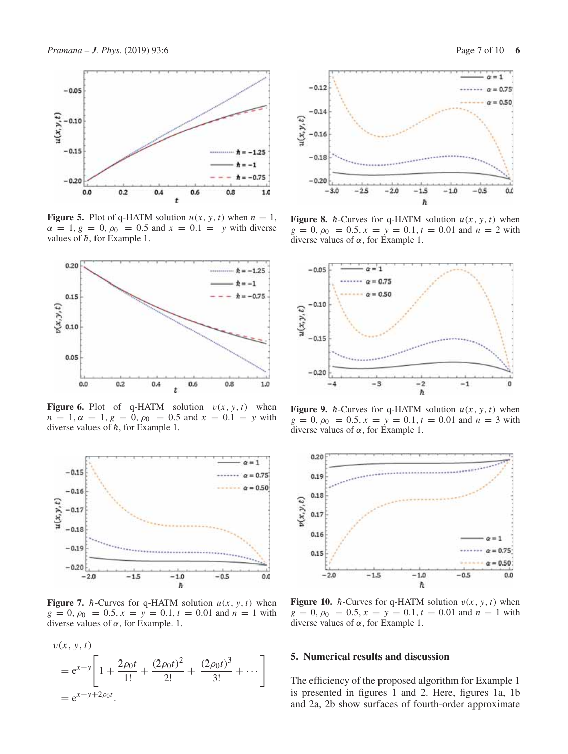**Figure 5.** Plot of q-HATM solution $u(x, y, t)$ when $n = 1$, $\alpha = 1$, $g = 0$, $\rho_0 = 0.5$ and $x = 0.1 = y$ with diverse values of $\hbar$, for Example 1.

**Figure 6.** Plot of q-HATM solution $v(x, y, t)$ when $n = 1$, $\alpha = 1$, $g = 0$, $\rho_0 = 0.5$ and $x = 0.1 = y$ with diverse values of $\hbar$, for Example 1.

**Figure 7.** $\hbar$-Curves for q-HATM solution $u(x, y, t)$ when $g = 0$, $\rho_0 = 0.5$, $x = y = 0.1$, $t = 0.01$ and $n = 1$ with diverse values of $\alpha$, for Example. 1.

**Figure 8.** $\hbar$-Curves for q-HATM solution $u(x, y, t)$ when $g = 0$, $\rho_0 = 0.5$, $x = y = 0.1$, $t = 0.01$ and $n = 2$ with diverse values of $\alpha$, for Example 1.

**Figure 9.** $\hbar$-Curves for q-HATM solution $u(x, y, t)$ when $g = 0$, $\rho_0 = 0.5$, $x = y = 0.1$, $t = 0.01$ and $n = 3$ with diverse values of $\alpha$, for Example 1.

**Figure 10.** $\hbar$-Curves for q-HATM solution $v(x, y, t)$ when $g = 0$, $\rho_0 = 0.5$, $x = y = 0.1$, $t = 0.01$ and $n = 1$ with diverse values of $\alpha$, for Example 1.

$$
\begin{aligned}
v(x, y, t) &= e^{x+y}\left[1 + \frac{2\rho_0 t}{1!} + \frac{(2\rho_0 t)^2}{2!} + \frac{(2\rho_0 t)^3}{3!} + \cdots\right] \\
&= e^{x+y+2\rho_0 t}.
\end{aligned}
$$

## 5. Numerical results and discussion

The efficiency of the proposed algorithm for Example 1 is presented in figures 1 and 2. Here, figures 1a, 1b and 2a, 2b show surfaces of fourth-order approximate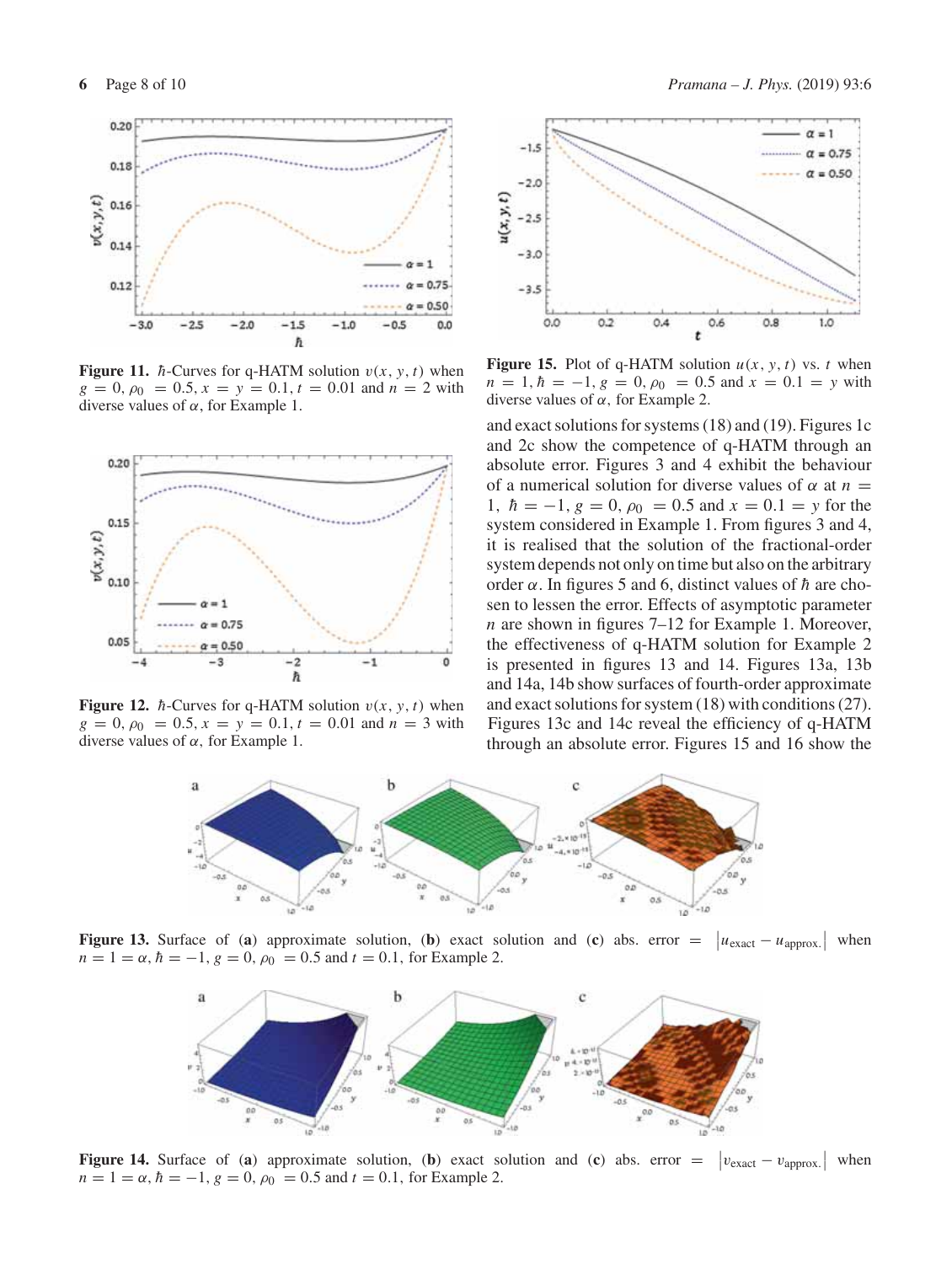**Figure 11.** $\hbar$-Curves for q-HATM solution $v(x, y, t)$ when $g = 0, \rho_0 = 0.5, x = y = 0.1, t = 0.01$ and $n = 2$ with diverse values of $\alpha$, for Example 1.

**Figure 12.** $\hbar$-Curves for q-HATM solution $v(x, y, t)$ when $g = 0, \rho_0 = 0.5, x = y = 0.1, t = 0.01$ and $n = 3$ with diverse values of $\alpha$, for Example 1.

**Figure 15.** Plot of q-HATM solution $u(x, y, t)$ vs. $t$ when $n = 1, \hbar = -1, g = 0, \rho_0 = 0.5$ and $x = 0.1 = y$ with diverse values of $\alpha$, for Example 2.

and exact solutions for systems (18) and (19). Figures 1c and 2c show the competence of q-HATM through an absolute error. Figures 3 and 4 exhibit the behaviour of a numerical solution for diverse values of $\alpha$ at $n = 1$, $\hbar = -1$, $g = 0$, $\rho_0 = 0.5$ and $x = 0.1 = y$ for the system considered in Example 1. From figures 3 and 4, it is realised that the solution of the fractional-order system depends not only on time but also on the arbitrary order $\alpha$. In figures 5 and 6, distinct values of $\hbar$ are chosen to lessen the error. Effects of asymptotic parameter $n$ are shown in figures 7–12 for Example 1. Moreover, the effectiveness of q-HATM solution for Example 2 is presented in figures 13 and 14. Figures 13a, 13b and 14a, 14b show surfaces of fourth-order approximate and exact solutions for system (18) with conditions (27). Figures 13c and 14c reveal the efficiency of q-HATM through an absolute error. Figures 15 and 16 show the

**Figure 13.** Surface of (**a**) approximate solution, (**b**) exact solution and (**c**) abs. error $= \left|u_{\text{exact}} - u_{\text{approx.}}\right|$ when $n = 1 = \alpha, \hbar = -1, g = 0, \rho_0 = 0.5$ and $t = 0.1$, for Example 2.

**Figure 14.** Surface of (**a**) approximate solution, (**b**) exact solution and (**c**) abs. error $= \left|v_{\text{exact}} - v_{\text{approx.}}\right|$ when $n = 1 = \alpha, \hbar = -1, g = 0, \rho_0 = 0.5$ and $t = 0.1$, for Example 2.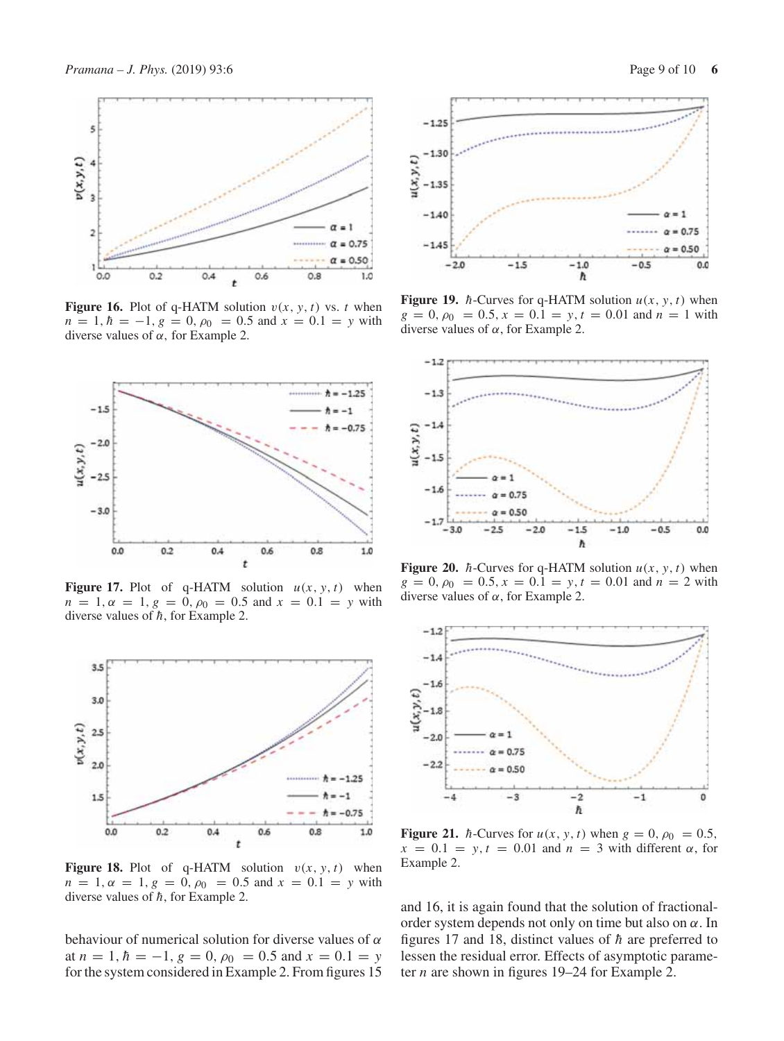**Figure 16.** Plot of q-HATM solution $v(x, y, t)$ vs. $t$ when $n = 1, \hbar = -1, g = 0, \rho_0 = 0.5$ and $x = 0.1 = y$ with diverse values of $\alpha$, for Example 2.

**Figure 17.** Plot of q-HATM solution $u(x, y, t)$ when $n = 1, \alpha = 1, g = 0, \rho_0 = 0.5$ and $x = 0.1 = y$ with diverse values of $\hbar$, for Example 2.

**Figure 18.** Plot of q-HATM solution $v(x, y, t)$ when $n = 1, \alpha = 1, g = 0, \rho_0 = 0.5$ and $x = 0.1 = y$ with diverse values of $\hbar$, for Example 2.

behaviour of numerical solution for diverse values of $\alpha$ at $n = 1, \hbar = -1, g = 0, \rho_0 = 0.5$ and $x = 0.1 = y$ for the system considered in Example 2. From figures 15 and 16, it is again found that the solution of fractional-order system depends not only on time but also on $\alpha$. In figures 17 and 18, distinct values of $\hbar$ are preferred to lessen the residual error. Effects of asymptotic parameter $n$ are shown in figures 19–24 for Example 2.

**Figure 19.** $\hbar$-Curves for q-HATM solution $u(x, y, t)$ when $g = 0, \rho_0 = 0.5, x = 0.1 = y, t = 0.01$ and $n = 1$ with diverse values of $\alpha$, for Example 2.

**Figure 20.** $\hbar$-Curves for q-HATM solution $u(x, y, t)$ when $g = 0, \rho_0 = 0.5, x = 0.1 = y, t = 0.01$ and $n = 2$ with diverse values of $\alpha$, for Example 2.

**Figure 21.** $\hbar$-Curves for $u(x, y, t)$ when $g = 0, \rho_0 = 0.5, x = 0.1 = y, t = 0.01$ and $n = 3$ with different $\alpha$, for Example 2.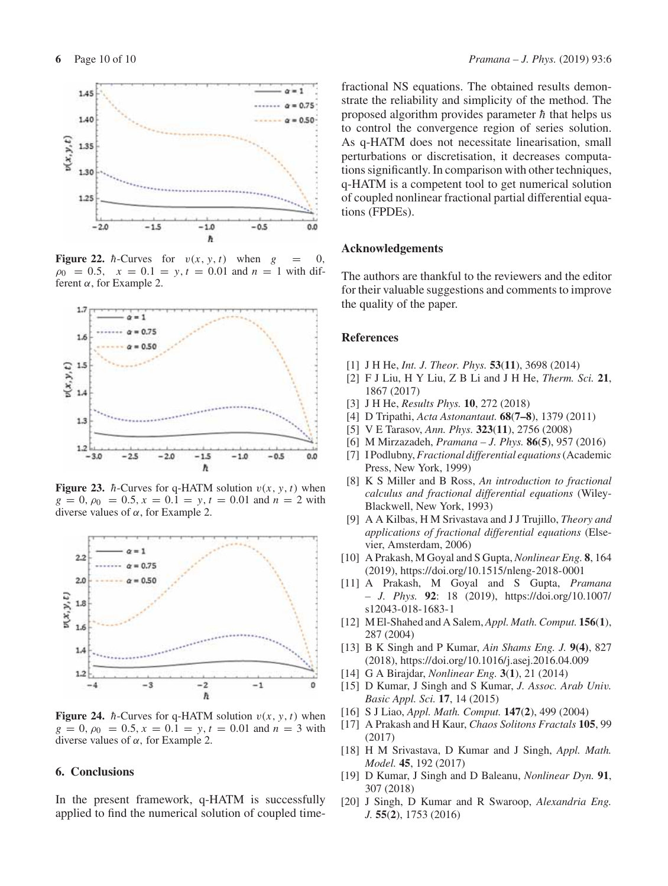1.45

1.40

1.35

1.30

1.25

$v(x,y,t)$

−2.0 −1.5 −1.0 −0.5 0.0

$\hbar$

$\alpha = 1$

$\alpha = 0.75$

$\alpha = 0.50$

**Figure 22.** $\hbar$-Curves for $v(x, y, t)$ when $g = 0$, $\rho_0 = 0.5$, $x = 0.1 = y, t = 0.01$ and $n = 1$ with different $\alpha$, for Example 2.

1.7

1.6

1.5

1.4

1.3

1.2

$v(x,y,t)$

−3.0 −2.5 −2.0 −1.5 −1.0 −0.5 0.0

$\hbar$

$\alpha = 1$

$\alpha = 0.75$

$\alpha = 0.50$

**Figure 23.** $\hbar$-Curves for q-HATM solution $v(x, y, t)$ when $g = 0, \rho_0 = 0.5, x = 0.1 = y, t = 0.01$ and $n = 2$ with diverse values of $\alpha$, for Example 2.

2.2

2.0

1.8

1.6

1.4

1.2

$v(x,y,t)$

−4 −3 −2 −1 0

$\hbar$

$\alpha = 1$

$\alpha = 0.75$

$\alpha = 0.50$

**Figure 24.** $\hbar$-Curves for q-HATM solution $v(x, y, t)$ when $g = 0, \rho_0 = 0.5, x = 0.1 = y, t = 0.01$ and $n = 3$ with diverse values of $\alpha$, for Example 2.

## 6. Conclusions

In the present framework, q-HATM is successfully applied to find the numerical solution of coupled time-fractional NS equations. The obtained results demonstrate the reliability and simplicity of the method. The proposed algorithm provides parameter $\hbar$ that helps us to control the convergence region of series solution. As q-HATM does not necessitate linearisation, small perturbations or discretisation, it decreases computations significantly. In comparison with other techniques, q-HATM is a competent tool to get numerical solution of coupled nonlinear fractional partial differential equations (FPDEs).

## Acknowledgements

The authors are thankful to the reviewers and the editor for their valuable suggestions and comments to improve the quality of the paper.

## References

[1] J H He, *Int. J. Theor. Phys.* **53**(**11**), 3698 (2014)

[2] F J Liu, H Y Liu, Z B Li and J H He, *Therm. Sci.* **21**, 1867 (2017)

[3] J H He, *Results Phys.* **10**, 272 (2018)

[4] D Tripathi, *Acta Astonantaut.* **68**(**7–8**), 1379 (2011)

[5] V E Tarasov, *Ann. Phys.* **323**(**11**), 2756 (2008)

[6] M Mirzazadeh, *Pramana – J. Phys.* **86**(**5**), 957 (2016)

[7] I Podlubny, *Fractional differential equations* (Academic Press, New York, 1999)

[8] K S Miller and B Ross, *An introduction to fractional calculus and fractional differential equations* (Wiley-Blackwell, New York, 1993)

[9] A A Kilbas, H M Srivastava and J J Trujillo, *Theory and applications of fractional differential equations* (Elsevier, Amsterdam, 2006)

[10] A Prakash, M Goyal and S Gupta, *Nonlinear Eng.* **8**, 164 (2019), https://doi.org/10.1515/nleng-2018-0001

[11] A Prakash, M Goyal and S Gupta, *Pramana – J. Phys.* **92**: 18 (2019), https://doi.org/10.1007/s12043-018-1683-1

[12] M El-Shahed and A Salem, *Appl. Math. Comput.* **156**(**1**), 287 (2004)

[13] B K Singh and P Kumar, *Ain Shams Eng. J.* **9(4)**, 827 (2018), https://doi.org/10.1016/j.asej.2016.04.009

[14] G A Birajdar, *Nonlinear Eng.* **3**(**1**), 21 (2014)

[15] D Kumar, J Singh and S Kumar, *J. Assoc. Arab Univ. Basic Appl. Sci.* **17**, 14 (2015)

[16] S J Liao, *Appl. Math. Comput.* **147**(**2**), 499 (2004)

[17] A Prakash and H Kaur, *Chaos Solitons Fractals* **105**, 99 (2017)

[18] H M Srivastava, D Kumar and J Singh, *Appl. Math. Model.* **45**, 192 (2017)

[19] D Kumar, J Singh and D Baleanu, *Nonlinear Dyn.* **91**, 307 (2018)

[20] J Singh, D Kumar and R Swaroop, *Alexandria Eng. J.* **55**(**2**), 1753 (2016)